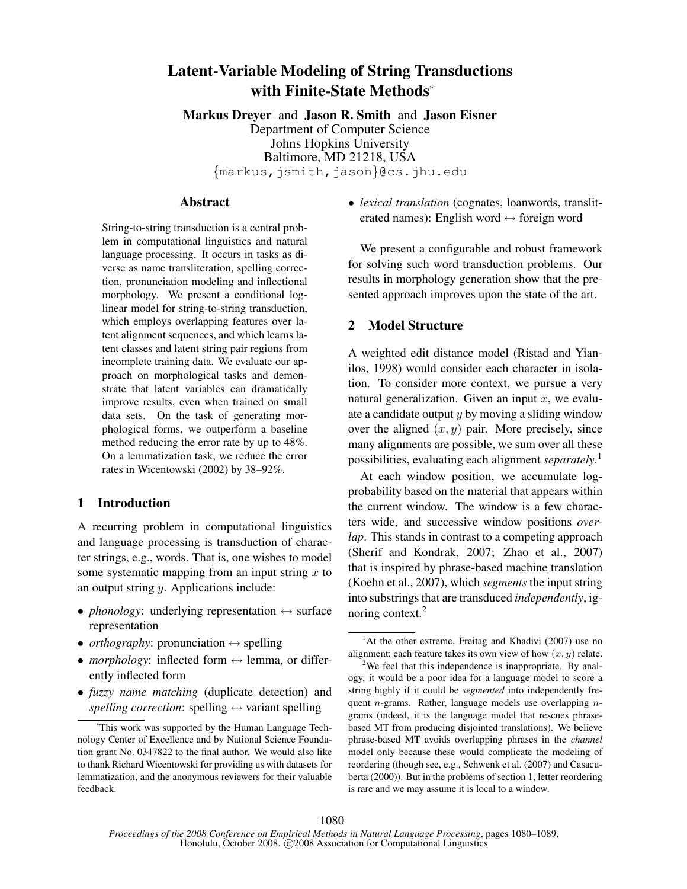# Latent-Variable Modeling of String Transductions with Finite-State Methods*

**Markus Dreyer** and **Jason R. Smith** and **Jason Eisner**
Department of Computer Science
Johns Hopkins University
Baltimore, MD 21218, USA
{markus,jsmith,jason}@cs.jhu.edu

## Abstract

String-to-string transduction is a central problem in computational linguistics and natural language processing. It occurs in tasks as diverse as name transliteration, spelling correction, pronunciation modeling and inflectional morphology. We present a conditional log-linear model for string-to-string transduction, which employs overlapping features over latent alignment sequences, and which learns latent classes and latent string pair regions from incomplete training data. We evaluate our approach on morphological tasks and demonstrate that latent variables can dramatically improve results, even when trained on small data sets. On the task of generating morphological forms, we outperform a baseline method reducing the error rate by up to 48%. On a lemmatization task, we reduce the error rates in Wicentowski (2002) by 38–92%.

## 1 Introduction

A recurring problem in computational linguistics and language processing is transduction of character strings, e.g., words. That is, one wishes to model some systematic mapping from an input string $x$ to an output string $y$. Applications include:

- *phonology*: underlying representation ↔ surface representation
- *orthography*: pronunciation ↔ spelling
- *morphology*: inflected form ↔ lemma, or differently inflected form
- *fuzzy name matching* (duplicate detection) and *spelling correction*: spelling ↔ variant spelling
- *lexical translation* (cognates, loanwords, transliterated names): English word ↔ foreign word

We present a configurable and robust framework for solving such word transduction problems. Our results in morphology generation show that the presented approach improves upon the state of the art.

## 2 Model Structure

A weighted edit distance model (Ristad and Yianilos, 1998) would consider each character in isolation. To consider more context, we pursue a very natural generalization. Given an input $x$, we evaluate a candidate output $y$ by moving a sliding window over the aligned $(x, y)$ pair. More precisely, since many alignments are possible, we sum over all these possibilities, evaluating each alignment *separately*.[1]

At each window position, we accumulate log-probability based on the material that appears within the current window. The window is a few characters wide, and successive window positions *overlap*. This stands in contrast to a competing approach (Sherif and Kondrak, 2007; Zhao et al., 2007) that is inspired by phrase-based machine translation (Koehn et al., 2007), which *segments* the input string into substrings that are transduced *independently*, ignoring context.[2]

---

*This work was supported by the Human Language Technology Center of Excellence and by National Science Foundation grant No. 0347822 to the final author. We would also like to thank Richard Wicentowski for providing us with datasets for lemmatization, and the anonymous reviewers for their valuable feedback.

[1] At the other extreme, Freitag and Khadivi (2007) use no alignment; each feature takes its own view of how $(x, y)$ relate.

[2] We feel that this independence is inappropriate. By analogy, it would be a poor idea for a language model to score a string highly if it could be *segmented* into independently frequent $n$-grams. Rather, language models use overlapping $n$-grams (indeed, it is the language model that rescues phrase-based MT from producing disjointed translations). We believe phrase-based MT avoids overlapping phrases in the *channel* model only because these would complicate the modeling of reordering (though see, e.g., Schwenk et al. (2007) and Casacuberta (2000)). But in the problems of section 1, letter reordering is rare and we may assume it is local to a window.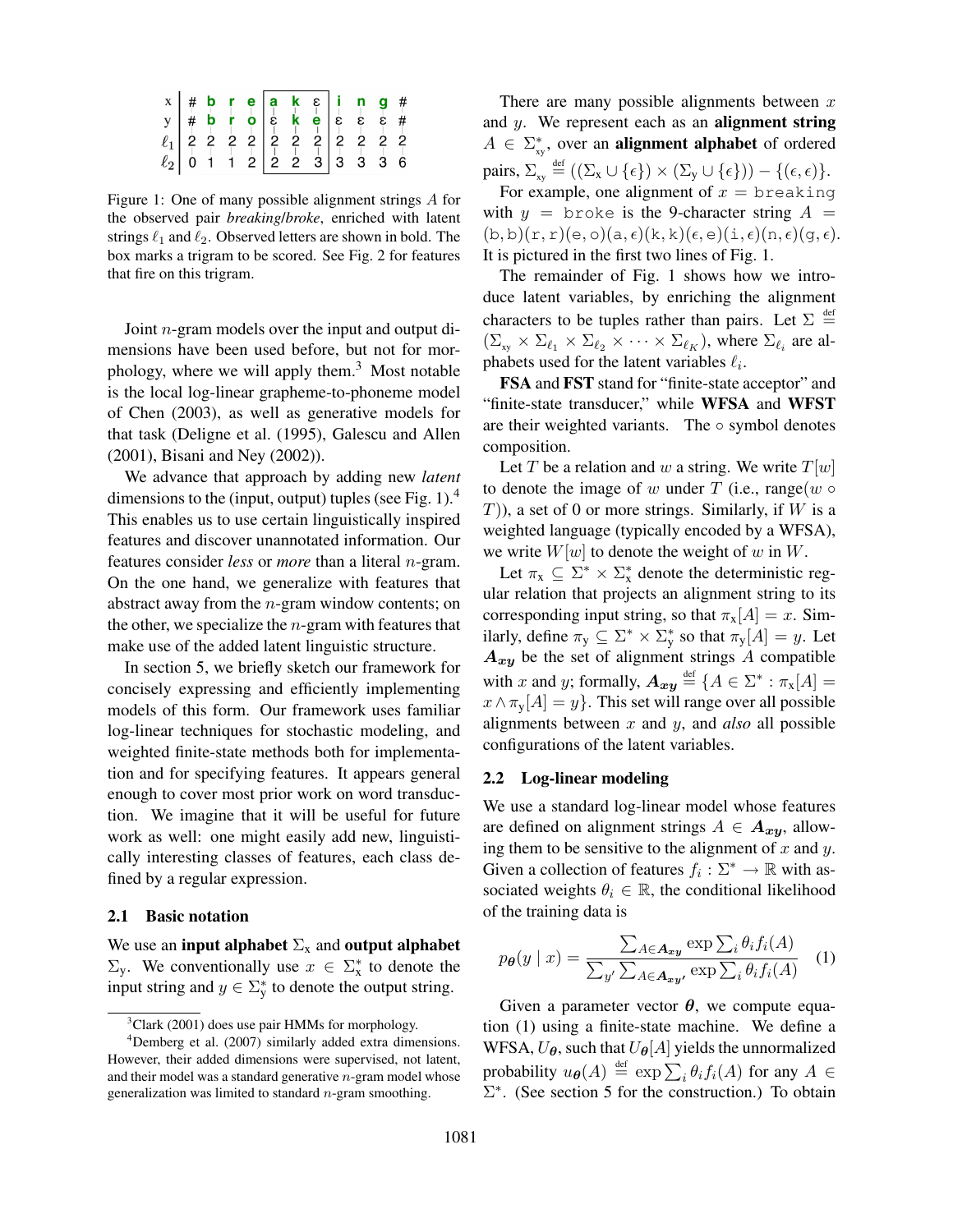| x | # | b | r | e | a | k | ε | i | n | g | # |
|---|---|---|---|---|---|---|---|---|---|---|---|
| y | # | b | r | o | ε | k | e | ε | ε | ε | # |
| $\ell_1$ | 2 | 2 | 2 | 2 | 2 | 2 | 2 | 2 | 2 | 2 | 2 |
| $\ell_2$ | 0 | 1 | 1 | 2 | 2 | 2 | 3 | 3 | 3 | 3 | 6 |

Figure 1: One of many possible alignment strings $A$ for the observed pair *breaking*/*broke*, enriched with latent strings $\ell_1$ and $\ell_2$. Observed letters are shown in bold. The box marks a trigram to be scored. See Fig. 2 for features that fire on this trigram.

Joint $n$-gram models over the input and output dimensions have been used before, but not for morphology, where we will apply them.[3] Most notable is the local log-linear grapheme-to-phoneme model of Chen (2003), as well as generative models for that task (Deligne et al. (1995), Galescu and Allen (2001), Bisani and Ney (2002)).

We advance that approach by adding new *latent* dimensions to the (input, output) tuples (see Fig. 1).[4] This enables us to use certain linguistically inspired features and discover unannotated information. Our features consider *less* or *more* than a literal $n$-gram. On the one hand, we generalize with features that abstract away from the $n$-gram window contents; on the other, we specialize the $n$-gram with features that make use of the added latent linguistic structure.

In section 5, we briefly sketch our framework for concisely expressing and efficiently implementing models of this form. Our framework uses familiar log-linear techniques for stochastic modeling, and weighted finite-state methods both for implementation and for specifying features. It appears general enough to cover most prior work on word transduction. We imagine that it will be useful for future work as well: one might easily add new, linguistically interesting classes of features, each class defined by a regular expression.

### 2.1 Basic notation

We use an **input alphabet** $\Sigma_x$ and **output alphabet** $\Sigma_y$. We conventionally use $x \in \Sigma_x^*$ to denote the input string and $y \in \Sigma_y^*$ to denote the output string.

There are many possible alignments between $x$ and $y$. We represent each as an **alignment string** $A \in \Sigma_{xy}^*$, over an **alignment alphabet** of ordered pairs, $\Sigma_{xy} \stackrel{\text{def}}{=} ((\Sigma_x \cup \{\epsilon\}) \times (\Sigma_y \cup \{\epsilon\})) - \{(\epsilon, \epsilon)\}$.

For example, one alignment of $x = \texttt{breaking}$ with $y = \texttt{broke}$ is the 9-character string $A = (\texttt{b},\texttt{b})(\texttt{r},\texttt{r})(\texttt{e},\texttt{o})(\texttt{a},\epsilon)(\texttt{k},\texttt{k})(\epsilon,\texttt{e})(\texttt{i},\epsilon)(\texttt{n},\epsilon)(\texttt{g},\epsilon)$. It is pictured in the first two lines of Fig. 1.

The remainder of Fig. 1 shows how we introduce latent variables, by enriching the alignment characters to be tuples rather than pairs. Let $\Sigma \stackrel{\text{def}}{=} (\Sigma_{xy} \times \Sigma_{\ell_1} \times \Sigma_{\ell_2} \times \cdots \times \Sigma_{\ell_K})$, where $\Sigma_{\ell_i}$ are alphabets used for the latent variables $\ell_i$.

**FSA** and **FST** stand for "finite-state acceptor" and "finite-state transducer," while **WFSA** and **WFST** are their weighted variants. The $\circ$ symbol denotes composition.

Let $T$ be a relation and $w$ a string. We write $T[w]$ to denote the image of $w$ under $T$ (i.e., range$(w \circ T)$), a set of 0 or more strings. Similarly, if $W$ is a weighted language (typically encoded by a WFSA), we write $W[w]$ to denote the weight of $w$ in $W$.

Let $\pi_x \subseteq \Sigma^* \times \Sigma_x^*$ denote the deterministic regular relation that projects an alignment string to its corresponding input string, so that $\pi_x[A] = x$. Similarly, define $\pi_y \subseteq \Sigma^* \times \Sigma_y^*$ so that $\pi_y[A] = y$. Let $\boldsymbol{A_{xy}}$ be the set of alignment strings $A$ compatible with $x$ and $y$; formally, $\boldsymbol{A_{xy}} \stackrel{\text{def}}{=} \{A \in \Sigma^* : \pi_x[A] = x \wedge \pi_y[A] = y\}$. This set will range over all possible alignments between $x$ and $y$, and *also* all possible configurations of the latent variables.

### 2.2 Log-linear modeling

We use a standard log-linear model whose features are defined on alignment strings $A \in \boldsymbol{A_{xy}}$, allowing them to be sensitive to the alignment of $x$ and $y$. Given a collection of features $f_i : \Sigma^* \to \mathbb{R}$ with associated weights $\theta_i \in \mathbb{R}$, the conditional likelihood of the training data is

$$p_{\boldsymbol{\theta}}(y \mid x) = \frac{\sum_{A \in \boldsymbol{A_{xy}}} \exp \sum_i \theta_i f_i(A)}{\sum_{y'} \sum_{A \in \boldsymbol{A_{xy'}}} \exp \sum_i \theta_i f_i(A)} \quad (1)$$

Given a parameter vector $\boldsymbol{\theta}$, we compute equation (1) using a finite-state machine. We define a WFSA, $U_{\boldsymbol{\theta}}$, such that $U_{\boldsymbol{\theta}}[A]$ yields the unnormalized probability $u_{\boldsymbol{\theta}}(A) \stackrel{\text{def}}{=} \exp \sum_i \theta_i f_i(A)$ for any $A \in \Sigma^*$. (See section 5 for the construction.) To obtain

[3] Clark (2001) does use pair HMMs for morphology.

[4] Demberg et al. (2007) similarly added extra dimensions. However, their added dimensions were supervised, not latent, and their model was a standard generative $n$-gram model whose generalization was limited to standard $n$-gram smoothing.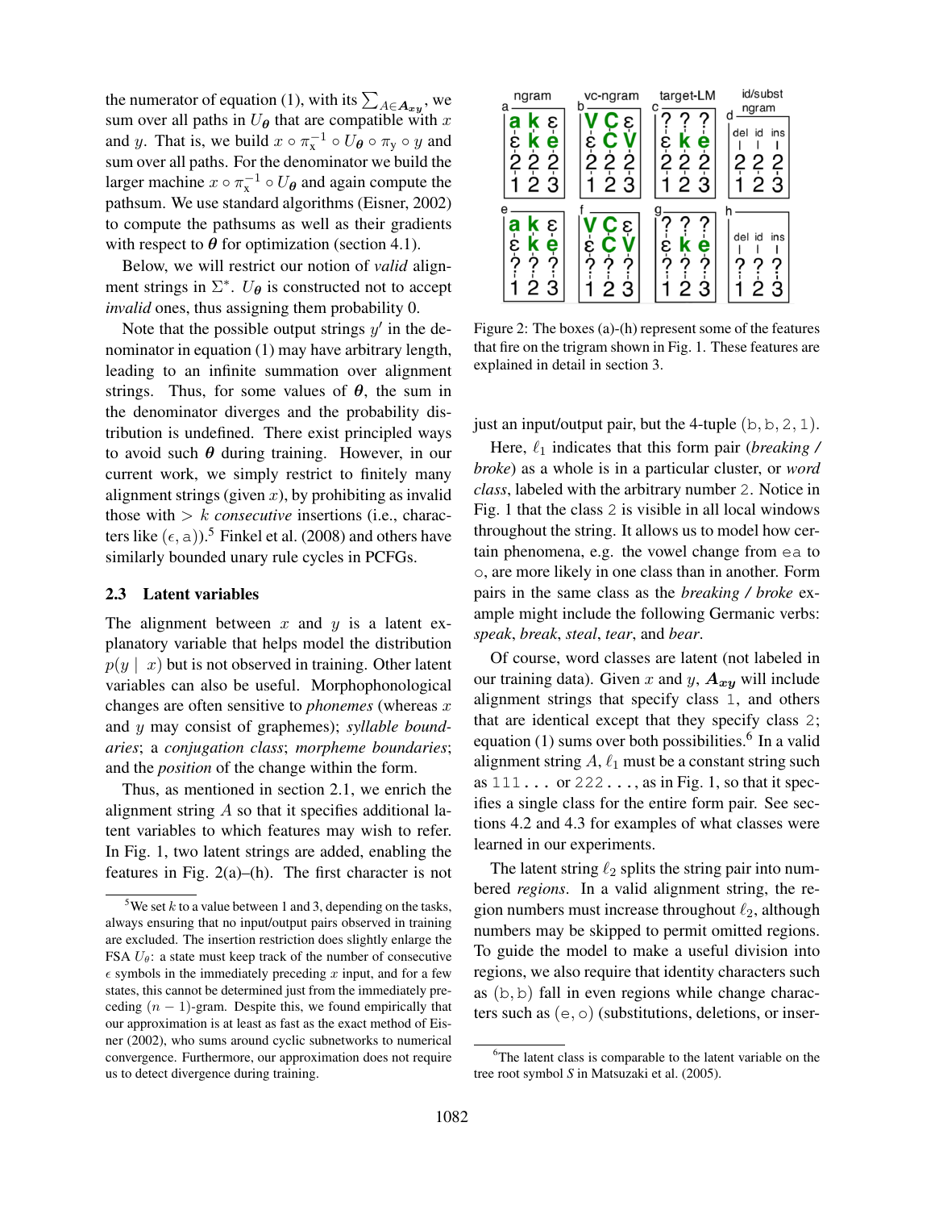the numerator of equation (1), with its $\sum_{A \in \boldsymbol{A_{xy}}}$, we sum over all paths in $U_{\boldsymbol{\theta}}$ that are compatible with $x$ and $y$. That is, we build $x \circ \pi_{\mathrm{x}}^{-1} \circ U_{\boldsymbol{\theta}} \circ \pi_{\mathrm{y}} \circ y$ and sum over all paths. For the denominator we build the larger machine $x \circ \pi_{\mathrm{x}}^{-1} \circ U_{\boldsymbol{\theta}}$ and again compute the pathsum. We use standard algorithms (Eisner, 2002) to compute the pathsums as well as their gradients with respect to $\boldsymbol{\theta}$ for optimization (section 4.1).

Below, we will restrict our notion of *valid* alignment strings in $\Sigma^*$. $U_{\boldsymbol{\theta}}$ is constructed not to accept *invalid* ones, thus assigning them probability 0.

Note that the possible output strings $y'$ in the denominator in equation (1) may have arbitrary length, leading to an infinite summation over alignment strings. Thus, for some values of $\boldsymbol{\theta}$, the sum in the denominator diverges and the probability distribution is undefined. There exist principled ways to avoid such $\boldsymbol{\theta}$ during training. However, in our current work, we simply restrict to finitely many alignment strings (given $x$), by prohibiting as invalid those with $> k$ *consecutive* insertions (i.e., characters like $(\epsilon, \mathrm{a})$).[5] Finkel et al. (2008) and others have similarly bounded unary rule cycles in PCFGs.

### 2.3 Latent variables

The alignment between $x$ and $y$ is a latent explanatory variable that helps model the distribution $p(y \mid x)$ but is not observed in training. Other latent variables can also be useful. Morphophonological changes are often sensitive to *phonemes* (whereas $x$ and $y$ may consist of graphemes); *syllable boundaries*; a *conjugation class*; *morpheme boundaries*; and the *position* of the change within the form.

Thus, as mentioned in section 2.1, we enrich the alignment string $A$ so that it specifies additional latent variables to which features may wish to refer. In Fig. 1, two latent strings are added, enabling the features in Fig. 2(a)–(h). The first character is not just an input/output pair, but the 4-tuple (b, b, 2, 1).

Figure 2: The boxes (a)-(h) represent some of the features that fire on the trigram shown in Fig. 1. These features are explained in detail in section 3.

Here, $\ell_1$ indicates that this form pair (*breaking / broke*) as a whole is in a particular cluster, or *word class*, labeled with the arbitrary number 2. Notice in Fig. 1 that the class 2 is visible in all local windows throughout the string. It allows us to model how certain phenomena, e.g. the vowel change from ea to o, are more likely in one class than in another. Form pairs in the same class as the *breaking / broke* example might include the following Germanic verbs: *speak*, *break*, *steal*, *tear*, and *bear*.

Of course, word classes are latent (not labeled in our training data). Given $x$ and $y$, $\boldsymbol{A_{xy}}$ will include alignment strings that specify class 1, and others that are identical except that they specify class 2; equation (1) sums over both possibilities.[6] In a valid alignment string $A$, $\ell_1$ must be a constant string such as 111... or 222..., as in Fig. 1, so that it specifies a single class for the entire form pair. See sections 4.2 and 4.3 for examples of what classes were learned in our experiments.

The latent string $\ell_2$ splits the string pair into numbered *regions*. In a valid alignment string, the region numbers must increase throughout $\ell_2$, although numbers may be skipped to permit omitted regions. To guide the model to make a useful division into regions, we also require that identity characters such as (b, b) fall in even regions while change characters such as (e, o) (substitutions, deletions, or inser-

---

[5] We set $k$ to a value between 1 and 3, depending on the tasks, always ensuring that no input/output pairs observed in training are excluded. The insertion restriction does slightly enlarge the FSA $U_\theta$: a state must keep track of the number of consecutive $\epsilon$ symbols in the immediately preceding $x$ input, and for a few states, this cannot be determined just from the immediately preceding $(n-1)$-gram. Despite this, we found empirically that our approximation is at least as fast as the exact method of Eisner (2002), who sums around cyclic subnetworks to numerical convergence. Furthermore, our approximation does not require us to detect divergence during training.

[6] The latent class is comparable to the latent variable on the tree root symbol *S* in Matsuzaki et al. (2005).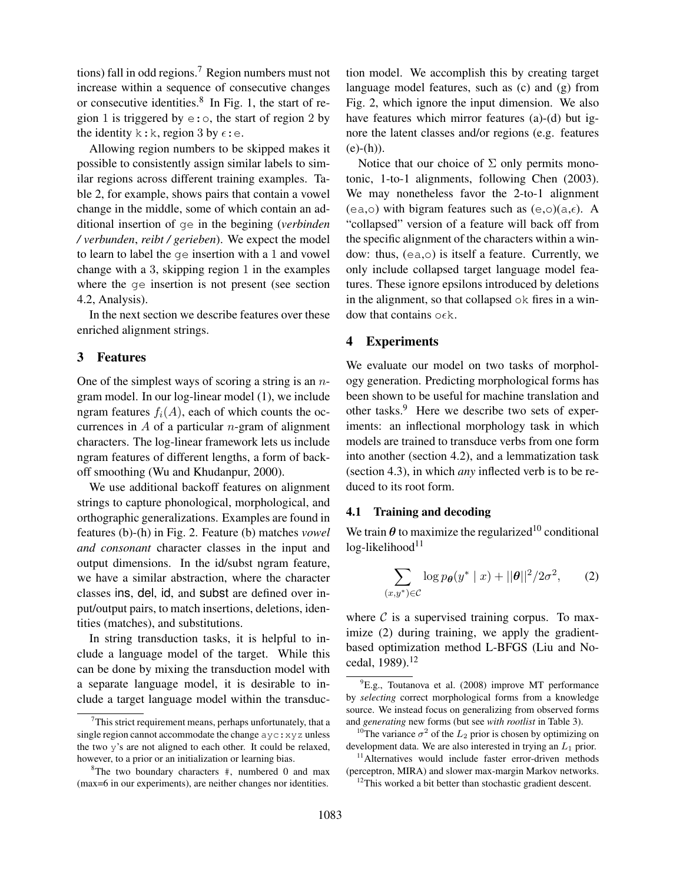tions) fall in odd regions.[7] Region numbers must not increase within a sequence of consecutive changes or consecutive identities.[8] In Fig. 1, the start of region 1 is triggered by `e:o`, the start of region 2 by the identity `k:k`, region 3 by $\epsilon$`:e`.

Allowing region numbers to be skipped makes it possible to consistently assign similar labels to similar regions across different training examples. Table 2, for example, shows pairs that contain a vowel change in the middle, some of which contain an additional insertion of `ge` in the begining (*verbinden / verbunden*, *reibt / gerieben*). We expect the model to learn to label the `ge` insertion with a 1 and vowel change with a 3, skipping region 1 in the examples where the `ge` insertion is not present (see section 4.2, Analysis).

In the next section we describe features over these enriched alignment strings.

## 3 Features

One of the simplest ways of scoring a string is an $n$-gram model. In our log-linear model (1), we include ngram features $f_i(A)$, each of which counts the occurrences in $A$ of a particular $n$-gram of alignment characters. The log-linear framework lets us include ngram features of different lengths, a form of backoff smoothing (Wu and Khudanpur, 2000).

We use additional backoff features on alignment strings to capture phonological, morphological, and orthographic generalizations. Examples are found in features (b)-(h) in Fig. 2. Feature (b) matches *vowel and consonant* character classes in the input and output dimensions. In the id/subst ngram feature, we have a similar abstraction, where the character classes ins, del, id, and subst are defined over input/output pairs, to match insertions, deletions, identities (matches), and substitutions.

In string transduction tasks, it is helpful to include a language model of the target. While this can be done by mixing the transduction model with a separate language model, it is desirable to include a target language model within the transduction model. We accomplish this by creating target language model features, such as (c) and (g) from Fig. 2, which ignore the input dimension. We also have features which mirror features (a)-(d) but ignore the latent classes and/or regions (e.g. features (e)-(h)).

Notice that our choice of $\Sigma$ only permits monotonic, 1-to-1 alignments, following Chen (2003). We may nonetheless favor the 2-to-1 alignment (`ea`,`o`) with bigram features such as (`e`,`o`)(`a`,$\epsilon$). A "collapsed" version of a feature will back off from the specific alignment of the characters within a window: thus, (`ea`,`o`) is itself a feature. Currently, we only include collapsed target language model features. These ignore epsilons introduced by deletions in the alignment, so that collapsed `ok` fires in a window that contains `o`$\epsilon$`k`.

## 4 Experiments

We evaluate our model on two tasks of morphology generation. Predicting morphological forms has been shown to be useful for machine translation and other tasks.[9] Here we describe two sets of experiments: an inflectional morphology task in which models are trained to transduce verbs from one form into another (section 4.2), and a lemmatization task (section 4.3), in which *any* inflected verb is to be reduced to its root form.

### 4.1 Training and decoding

We train $\boldsymbol{\theta}$ to maximize the regularized[10] conditional log-likelihood[11]

$$\sum_{(x,y^*)\in\mathcal{C}} \log p_{\boldsymbol{\theta}}(y^* \mid x) + ||\boldsymbol{\theta}||^2/2\sigma^2, \qquad (2)$$

where $\mathcal{C}$ is a supervised training corpus. To maximize (2) during training, we apply the gradient-based optimization method L-BFGS (Liu and Nocedal, 1989).[12]

---

[7] This strict requirement means, perhaps unfortunately, that a single region cannot accommodate the change `ayc:xyz` unless the two `y`'s are not aligned to each other. It could be relaxed, however, to a prior or an initialization or learning bias.

[8] The two boundary characters `#`, numbered 0 and max (max=6 in our experiments), are neither changes nor identities.

[9] E.g., Toutanova et al. (2008) improve MT performance by *selecting* correct morphological forms from a knowledge source. We instead focus on generalizing from observed forms and *generating* new forms (but see *with rootlist* in Table 3).

[10] The variance $\sigma^2$ of the $L_2$ prior is chosen by optimizing on development data. We are also interested in trying an $L_1$ prior.

[11] Alternatives would include faster error-driven methods (perceptron, MIRA) and slower max-margin Markov networks.

[12] This worked a bit better than stochastic gradient descent.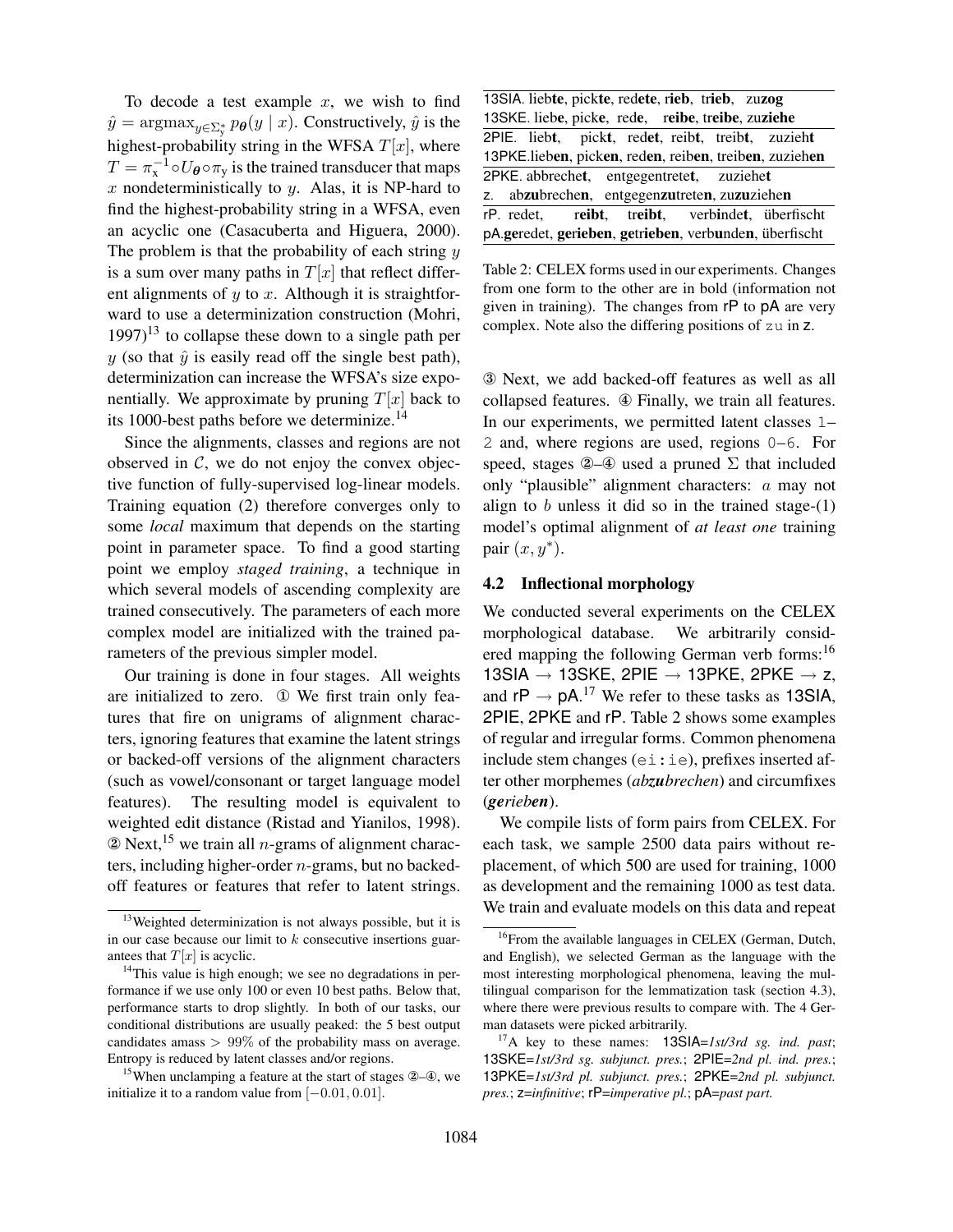To decode a test example $x$, we wish to find $\hat{y} = \text{argmax}_{y \in \Sigma_y^*} p_{\boldsymbol{\theta}}(y \mid x)$. Constructively, $\hat{y}$ is the highest-probability string in the WFSA $T[x]$, where $T = \pi_x^{-1} \circ U_{\boldsymbol{\theta}} \circ \pi_y$ is the trained transducer that maps $x$ nondeterministically to $y$. Alas, it is NP-hard to find the highest-probability string in a WFSA, even an acyclic one (Casacuberta and Higuera, 2000). The problem is that the probability of each string $y$ is a sum over many paths in $T[x]$ that reflect different alignments of $y$ to $x$. Although it is straightforward to use a determinization construction (Mohri, 1997)[13] to collapse these down to a single path per $y$ (so that $\hat{y}$ is easily read off the single best path), determinization can increase the WFSA's size exponentially. We approximate by pruning $T[x]$ back to its 1000-best paths before we determinize.[14]

Since the alignments, classes and regions are not observed in $\mathcal{C}$, we do not enjoy the convex objective function of fully-supervised log-linear models. Training equation (2) therefore converges only to some *local* maximum that depends on the starting point in parameter space. To find a good starting point we employ *staged training*, a technique in which several models of ascending complexity are trained consecutively. The parameters of each more complex model are initialized with the trained parameters of the previous simpler model.

Our training is done in four stages. All weights are initialized to zero. ① We first train only features that fire on unigrams of alignment characters, ignoring features that examine the latent strings or backed-off versions of the alignment characters (such as vowel/consonant or target language model features). The resulting model is equivalent to weighted edit distance (Ristad and Yianilos, 1998). ② Next,[15] we train all $n$-grams of alignment characters, including higher-order $n$-grams, but no backed-off features or features that refer to latent strings. ③ Next, we add backed-off features as well as all collapsed features. ④ Finally, we train all features. In our experiments, we permitted latent classes 1–2 and, where regions are used, regions 0–6. For speed, stages ②–④ used a pruned $\Sigma$ that included only "plausible" alignment characters: $a$ may not align to $b$ unless it did so in the trained stage-(1) model's optimal alignment of *at least one* training pair $(x, y^*)$.

[13] Weighted determinization is not always possible, but it is in our case because our limit to $k$ consecutive insertions guarantees that $T[x]$ is acyclic.

[14] This value is high enough; we see no degradations in performance if we use only 100 or even 10 best paths. Below that, performance starts to drop slightly. In both of our tasks, our conditional distributions are usually peaked: the 5 best output candidates amass $> 99\%$ of the probability mass on average. Entropy is reduced by latent classes and/or regions.

[15] When unclamping a feature at the start of stages ②–④, we initialize it to a random value from $[-0.01, 0.01]$.

| |
|---|
| 13SIA. lieb**te**, pick**te**, red**ete**, **rieb**, t**rieb**, zu**zog** |
| 13SKE. lieb**e**, pick**e**, red**e**, r**eibe**, t**reibe**, zu**ziehe** |
| 2PIE. lieb**t**, pick**t**, red**et**, reib**t**, treib**t**, zuzieh**t** |
| 13PKE. lieb**en**, pick**en**, red**en**, reib**en**, treib**en**, zuzieh**en** |
| 2PKE. abbrech**et**, entgegentret**et**, zuzieh**et** |
| z. ab**zu**brech**en**, entgegen**zu**tret**en**, zu**zu**zieh**en** |
| rP. redet, r**eibt**, t**reibt**, verb**i**nd**et**, überfischt |
| pA. **ge**redet, **gerieben**, **ge**t**rieben**, verb**u**nd**en**, überfischt |

Table 2: CELEX forms used in our experiments. Changes from one form to the other are in bold (information not given in training). The changes from rP to pA are very complex. Note also the differing positions of zu in z.

## 4.2 Inflectional morphology

We conducted several experiments on the CELEX morphological database. We arbitrarily considered mapping the following German verb forms:[16] 13SIA → 13SKE, 2PIE → 13PKE, 2PKE → z, and rP → pA.[17] We refer to these tasks as 13SIA, 2PIE, 2PKE and rP. Table 2 shows some examples of regular and irregular forms. Common phenomena include stem changes (ei:ie), prefixes inserted after other morphemes (*ab**zu**brechen*) and circumfixes (***ge**rieb**en***).

We compile lists of form pairs from CELEX. For each task, we sample 2500 data pairs without replacement, of which 500 are used for training, 1000 as development and the remaining 1000 as test data. We train and evaluate models on this data and repeat

[16] From the available languages in CELEX (German, Dutch, and English), we selected German as the language with the most interesting morphological phenomena, leaving the multilingual comparison for the lemmatization task (section 4.3), where there were previous results to compare with. The 4 German datasets were picked arbitrarily.

[17] A key to these names: 13SIA=*1st/3rd sg. ind. past*; 13SKE=*1st/3rd sg. subjunct. pres.*; 2PIE=*2nd pl. ind. pres.*; 13PKE=*1st/3rd pl. subjunct. pres.*; 2PKE=*2nd pl. subjunct. pres.*; z=*infinitive*; rP=*imperative pl.*; pA=*past part.*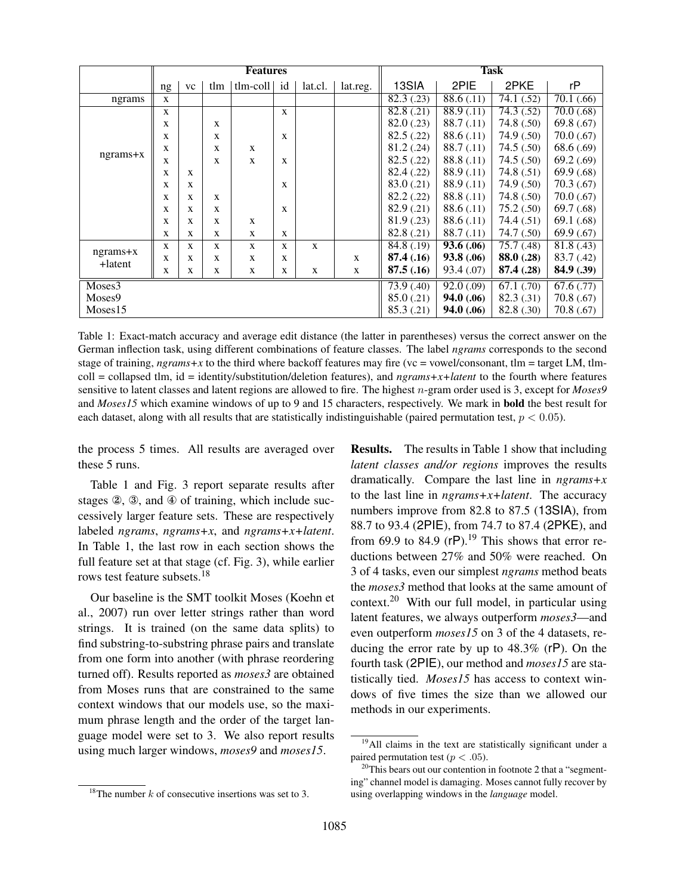| | Features | | | | | | | Task | | | |
|---|---|---|---|---|---|---|---|---|---|---|---|
| | ng | vc | tlm | tlm-coll | id | lat.cl. | lat.reg. | 13SIA | 2PIE | 2PKE | rP |
| ngrams | x | | | | | | | 82.3 (.23) | 88.6 (.11) | 74.1 (.52) | 70.1 (.66) |
| ngrams+x | x | | | | x | | | 82.8 (.21) | 88.9 (.11) | 74.3 (.52) | 70.0 (.68) |
| | x | | x | | | | | 82.0 (.23) | 88.7 (.11) | 74.8 (.50) | 69.8 (.67) |
| | x | | x | | x | | | 82.5 (.22) | 88.6 (.11) | 74.9 (.50) | 70.0 (.67) |
| | x | | x | x | | | | 81.2 (.24) | 88.7 (.11) | 74.5 (.50) | 68.6 (.69) |
| | x | | x | x | x | | | 82.5 (.22) | 88.8 (.11) | 74.5 (.50) | 69.2 (.69) |
| | x | x | | | | | | 82.4 (.22) | 88.9 (.11) | 74.8 (.51) | 69.9 (.68) |
| | x | x | | | x | | | 83.0 (.21) | 88.9 (.11) | 74.9 (.50) | 70.3 (.67) |
| | x | x | x | | | | | 82.2 (.22) | 88.8 (.11) | 74.8 (.50) | 70.0 (.67) |
| | x | x | x | | x | | | 82.9 (.21) | 88.6 (.11) | 75.2 (.50) | 69.7 (.68) |
| | x | x | x | x | | | | 81.9 (.23) | 88.6 (.11) | 74.4 (.51) | 69.1 (.68) |
| | x | x | x | x | x | | | 82.8 (.21) | 88.7 (.11) | 74.7 (.50) | 69.9 (.67) |
| ngrams+x +latent | x | x | x | x | x | x | | 84.8 (.19) | **93.6 (.06)** | 75.7 (.48) | 81.8 (.43) |
| | x | x | x | x | x | | x | **87.4 (.16)** | **93.8 (.06)** | **88.0 (.28)** | 83.7 (.42) |
| | x | x | x | x | x | x | x | **87.5 (.16)** | 93.4 (.07) | **87.4 (.28)** | **84.9 (.39)** |
| Moses3 | | | | | | | | 73.9 (.40) | 92.0 (.09) | 67.1 (.70) | 67.6 (.77) |
| Moses9 | | | | | | | | 85.0 (.21) | **94.0 (.06)** | 82.3 (.31) | 70.8 (.67) |
| Moses15 | | | | | | | | 85.3 (.21) | **94.0 (.06)** | 82.8 (.30) | 70.8 (.67) |

Table 1: Exact-match accuracy and average edit distance (the latter in parentheses) versus the correct answer on the German inflection task, using different combinations of feature classes. The label *ngrams* corresponds to the second stage of training, *ngrams+x* to the third where backoff features may fire (vc = vowel/consonant, tlm = target LM, tlm-coll = collapsed tlm, id = identity/substitution/deletion features), and *ngrams+x+latent* to the fourth where features sensitive to latent classes and latent regions are allowed to fire. The highest $n$-gram order used is 3, except for *Moses9* and *Moses15* which examine windows of up to 9 and 15 characters, respectively. We mark in **bold** the best result for each dataset, along with all results that are statistically indistinguishable (paired permutation test, $p < 0.05$).

the process 5 times. All results are averaged over these 5 runs.

Table 1 and Fig. 3 report separate results after stages ②, ③, and ④ of training, which include successively larger feature sets. These are respectively labeled *ngrams*, *ngrams+x*, and *ngrams+x+latent*. In Table 1, the last row in each section shows the full feature set at that stage (cf. Fig. 3), while earlier rows test feature subsets.[18]

Our baseline is the SMT toolkit Moses (Koehn et al., 2007) run over letter strings rather than word strings. It is trained (on the same data splits) to find substring-to-substring phrase pairs and translate from one form into another (with phrase reordering turned off). Results reported as *moses3* are obtained from Moses runs that are constrained to the same context windows that our models use, so the maximum phrase length and the order of the target language model were set to 3. We also report results using much larger windows, *moses9* and *moses15*.

**Results.** The results in Table 1 show that including *latent classes and/or regions* improves the results dramatically. Compare the last line in *ngrams+x* to the last line in *ngrams+x+latent*. The accuracy numbers improve from 82.8 to 87.5 (13SIA), from 88.7 to 93.4 (2PIE), from 74.7 to 87.4 (2PKE), and from 69.9 to 84.9 (rP).[19] This shows that error reductions between 27% and 50% were reached. On 3 of 4 tasks, even our simplest *ngrams* method beats the *moses3* method that looks at the same amount of context.[20] With our full model, in particular using latent features, we always outperform *moses3*—and even outperform *moses15* on 3 of the 4 datasets, reducing the error rate by up to 48.3% (rP). On the fourth task (2PIE), our method and *moses15* are statistically tied. *Moses15* has access to context windows of five times the size than we allowed our methods in our experiments.

[18] The number $k$ of consecutive insertions was set to 3.

[19] All claims in the text are statistically significant under a paired permutation test ($p < .05$).

[20] This bears out our contention in footnote 2 that a "segmenting" channel model is damaging. Moses cannot fully recover by using overlapping windows in the *language* model.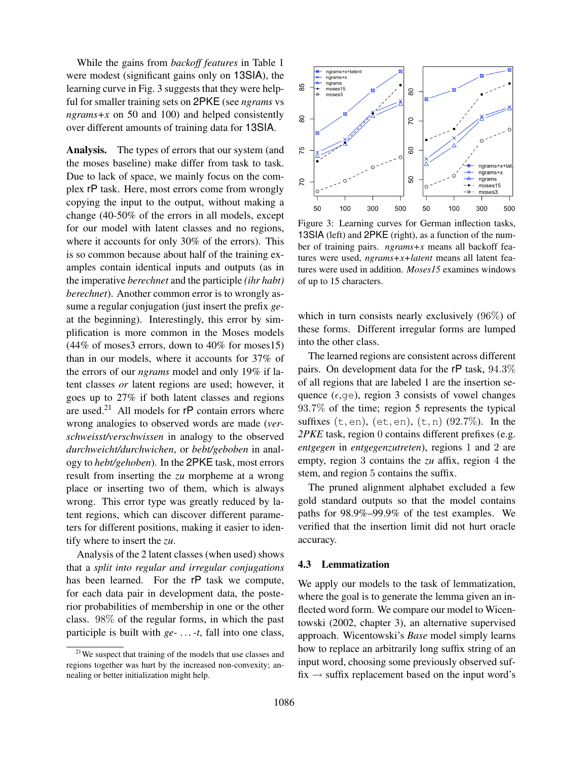While the gains from *backoff features* in Table 1 were modest (significant gains only on 13SIA), the learning curve in Fig. 3 suggests that they were helpful for smaller training sets on 2PKE (see *ngrams* vs *ngrams+x* on 50 and 100) and helped consistently over different amounts of training data for 13SIA.

**Analysis.** The types of errors that our system (and the moses baseline) make differ from task to task. Due to lack of space, we mainly focus on the complex rP task. Here, most errors come from wrongly copying the input to the output, without making a change (40-50% of the errors in all models, except for our model with latent classes and no regions, where it accounts for only 30% of the errors). This is so common because about half of the training examples contain identical inputs and outputs (as in the imperative *berechnet* and the participle *(ihr habt) berechnet*). Another common error is to wrongly assume a regular conjugation (just insert the prefix *ge-* at the beginning). Interestingly, this error by simplification is more common in the Moses models (44% of moses3 errors, down to 40% for moses15) than in our models, where it accounts for 37% of the errors of our *ngrams* model and only 19% if latent classes *or* latent regions are used; however, it goes up to 27% if both latent classes and regions are used.[21] All models for rP contain errors where wrong analogies to observed words are made (*verschweisst/verschwissen* in analogy to the observed *durchweicht/durchwichen*, or *bebt/geboben* in analogy to *hebt/gehoben*). In the 2PKE task, most errors result from inserting the *zu* morpheme at a wrong place or inserting two of them, which is always wrong. This error type was greatly reduced by latent regions, which can discover different parameters for different positions, making it easier to identify where to insert the *zu*.

Analysis of the 2 latent classes (when used) shows that a *split into regular and irregular conjugations* has been learned. For the rP task we compute, for each data pair in development data, the posterior probabilities of membership in one or the other class. 98% of the regular forms, in which the past participle is built with *ge-* ... *-t*, fall into one class, which in turn consists nearly exclusively (96%) of these forms. Different irregular forms are lumped into the other class.

Figure 3: Learning curves for German inflection tasks, 13SIA (left) and 2PKE (right), as a function of the number of training pairs. *ngrams+x* means all backoff features were used, *ngrams+x+latent* means all latent features were used in addition. *Moses15* examines windows of up to 15 characters.

The learned regions are consistent across different pairs. On development data for the rP task, 94.3% of all regions that are labeled 1 are the insertion sequence ($\epsilon$,ge), region 3 consists of vowel changes 93.7% of the time; region 5 represents the typical suffixes (t, en), (et, en), (t, n) (92.7%). In the *2PKE* task, region 0 contains different prefixes (e.g. *entgegen* in *entgegenzutreten*), regions 1 and 2 are empty, region 3 contains the *zu* affix, region 4 the stem, and region 5 contains the suffix.

The pruned alignment alphabet excluded a few gold standard outputs so that the model contains paths for 98.9%–99.9% of the test examples. We verified that the insertion limit did not hurt oracle accuracy.

### 4.3 Lemmatization

We apply our models to the task of lemmatization, where the goal is to generate the lemma given an inflected word form. We compare our model to Wicentowski (2002, chapter 3), an alternative supervised approach. Wicentowski's *Base* model simply learns how to replace an arbitrarily long suffix string of an input word, choosing some previously observed suffix → suffix replacement based on the input word's

[21] We suspect that training of the models that use classes and regions together was hurt by the increased non-convexity; annealing or better initialization might help.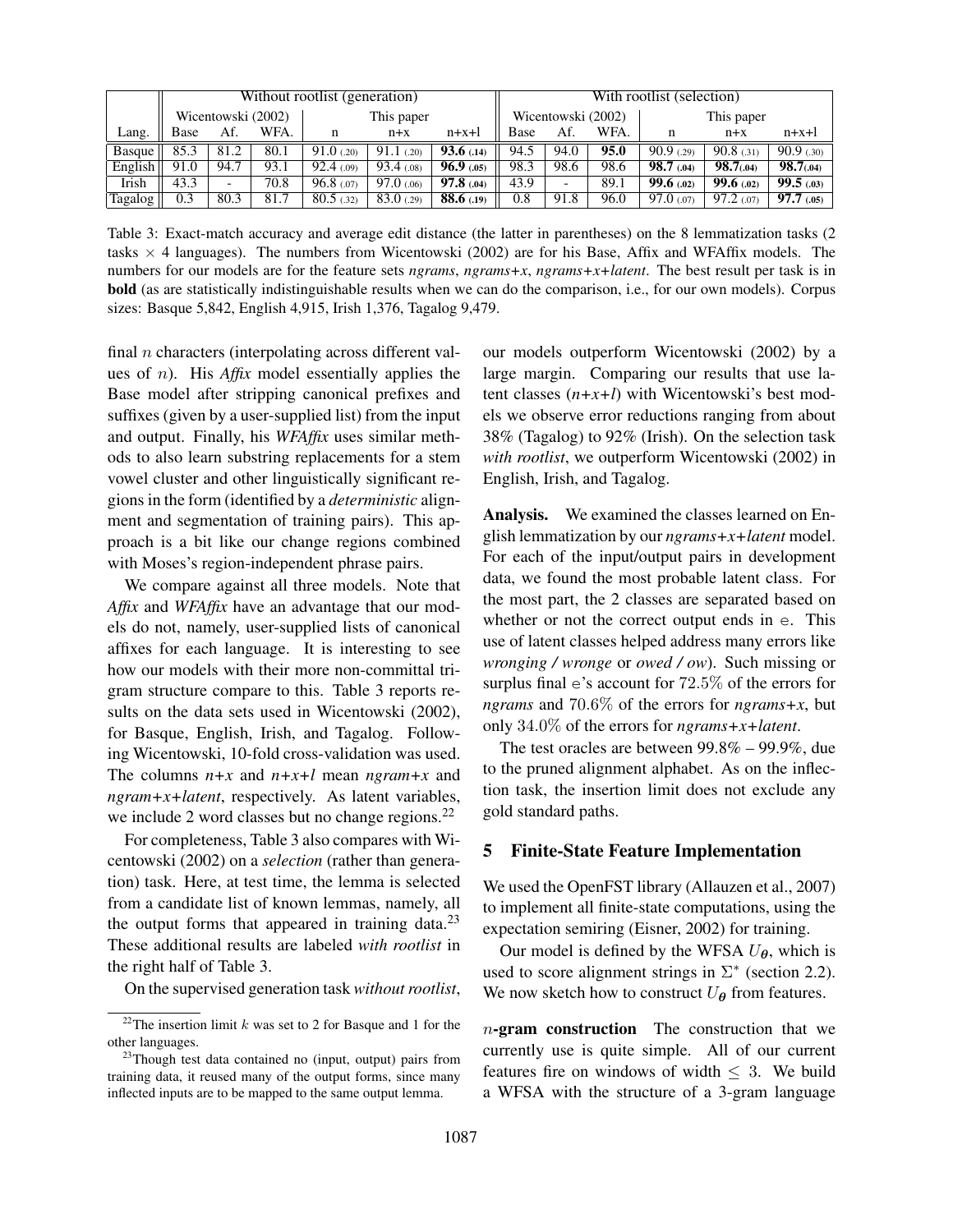| | Without rootlist (generation) | | | | | | With rootlist (selection) | | | | | |
|---|---|---|---|---|---|---|---|---|---|---|---|---|
| | Wicentowski (2002) | | | This paper | | | Wicentowski (2002) | | | This paper | | |
| Lang. | Base | Af. | WFA. | n | n+x | n+x+l | Base | Af. | WFA. | n | n+x | n+x+l |
| Basque | 85.3 | 81.2 | 80.1 | 91.0 (.20) | 91.1 (.20) | **93.6 (.14)** | 94.5 | 94.0 | **95.0** | 90.9 (.29) | 90.8 (.31) | 90.9 (.30) |
| English | 91.0 | 94.7 | 93.1 | 92.4 (.09) | 93.4 (.08) | **96.9 (.05)** | 98.3 | 98.6 | 98.6 | **98.7 (.04)** | **98.7(.04)** | **98.7(.04)** |
| Irish | 43.3 | - | 70.8 | 96.8 (.07) | 97.0 (.06) | **97.8 (.04)** | 43.9 | - | 89.1 | **99.6 (.02)** | **99.6 (.02)** | **99.5 (.03)** |
| Tagalog | 0.3 | 80.3 | 81.7 | 80.5 (.32) | 83.0 (.29) | **88.6 (.19)** | 0.8 | 91.8 | 96.0 | 97.0 (.07) | 97.2 (.07) | **97.7 (.05)** |

Table 3: Exact-match accuracy and average edit distance (the latter in parentheses) on the 8 lemmatization tasks (2 tasks $\times$ 4 languages). The numbers from Wicentowski (2002) are for his Base, Affix and WFAffix models. The numbers for our models are for the feature sets *ngrams*, *ngrams+x*, *ngrams+x+latent*. The best result per task is in **bold** (as are statistically indistinguishable results when we can do the comparison, i.e., for our own models). Corpus sizes: Basque 5,842, English 4,915, Irish 1,376, Tagalog 9,479.

final $n$ characters (interpolating across different values of $n$). His *Affix* model essentially applies the Base model after stripping canonical prefixes and suffixes (given by a user-supplied list) from the input and output. Finally, his *WFAffix* uses similar methods to also learn substring replacements for a stem vowel cluster and other linguistically significant regions in the form (identified by a *deterministic* alignment and segmentation of training pairs). This approach is a bit like our change regions combined with Moses's region-independent phrase pairs.

We compare against all three models. Note that *Affix* and *WFAffix* have an advantage that our models do not, namely, user-supplied lists of canonical affixes for each language. It is interesting to see how our models with their more non-committal trigram structure compare to this. Table 3 reports results on the data sets used in Wicentowski (2002), for Basque, English, Irish, and Tagalog. Following Wicentowski, 10-fold cross-validation was used. The columns *n+x* and *n+x+l* mean *ngram+x* and *ngram+x+latent*, respectively. As latent variables, we include 2 word classes but no change regions.[22]

For completeness, Table 3 also compares with Wicentowski (2002) on a *selection* (rather than generation) task. Here, at test time, the lemma is selected from a candidate list of known lemmas, namely, all the output forms that appeared in training data.[23] These additional results are labeled *with rootlist* in the right half of Table 3.

On the supervised generation task *without rootlist*, our models outperform Wicentowski (2002) by a large margin. Comparing our results that use latent classes (*n+x+l*) with Wicentowski's best models we observe error reductions ranging from about 38% (Tagalog) to 92% (Irish). On the selection task *with rootlist*, we outperform Wicentowski (2002) in English, Irish, and Tagalog.

**Analysis.** We examined the classes learned on English lemmatization by our *ngrams+x+latent* model. For each of the input/output pairs in development data, we found the most probable latent class. For the most part, the 2 classes are separated based on whether or not the correct output ends in e. This use of latent classes helped address many errors like *wronging / wronge* or *owed / ow*). Such missing or surplus final e's account for $72.5\%$ of the errors for *ngrams* and $70.6\%$ of the errors for *ngrams+x*, but only $34.0\%$ of the errors for *ngrams+x+latent*.

The test oracles are between 99.8% – 99.9%, due to the pruned alignment alphabet. As on the inflection task, the insertion limit does not exclude any gold standard paths.

## 5 Finite-State Feature Implementation

We used the OpenFST library (Allauzen et al., 2007) to implement all finite-state computations, using the expectation semiring (Eisner, 2002) for training.

Our model is defined by the WFSA $U_{\boldsymbol{\theta}}$, which is used to score alignment strings in $\Sigma^*$ (section 2.2). We now sketch how to construct $U_{\boldsymbol{\theta}}$ from features.

**$n$-gram construction** The construction that we currently use is quite simple. All of our current features fire on windows of width $\leq 3$. We build a WFSA with the structure of a 3-gram language

[22] The insertion limit $k$ was set to 2 for Basque and 1 for the other languages.

[23] Though test data contained no (input, output) pairs from training data, it reused many of the output forms, since many inflected inputs are to be mapped to the same output lemma.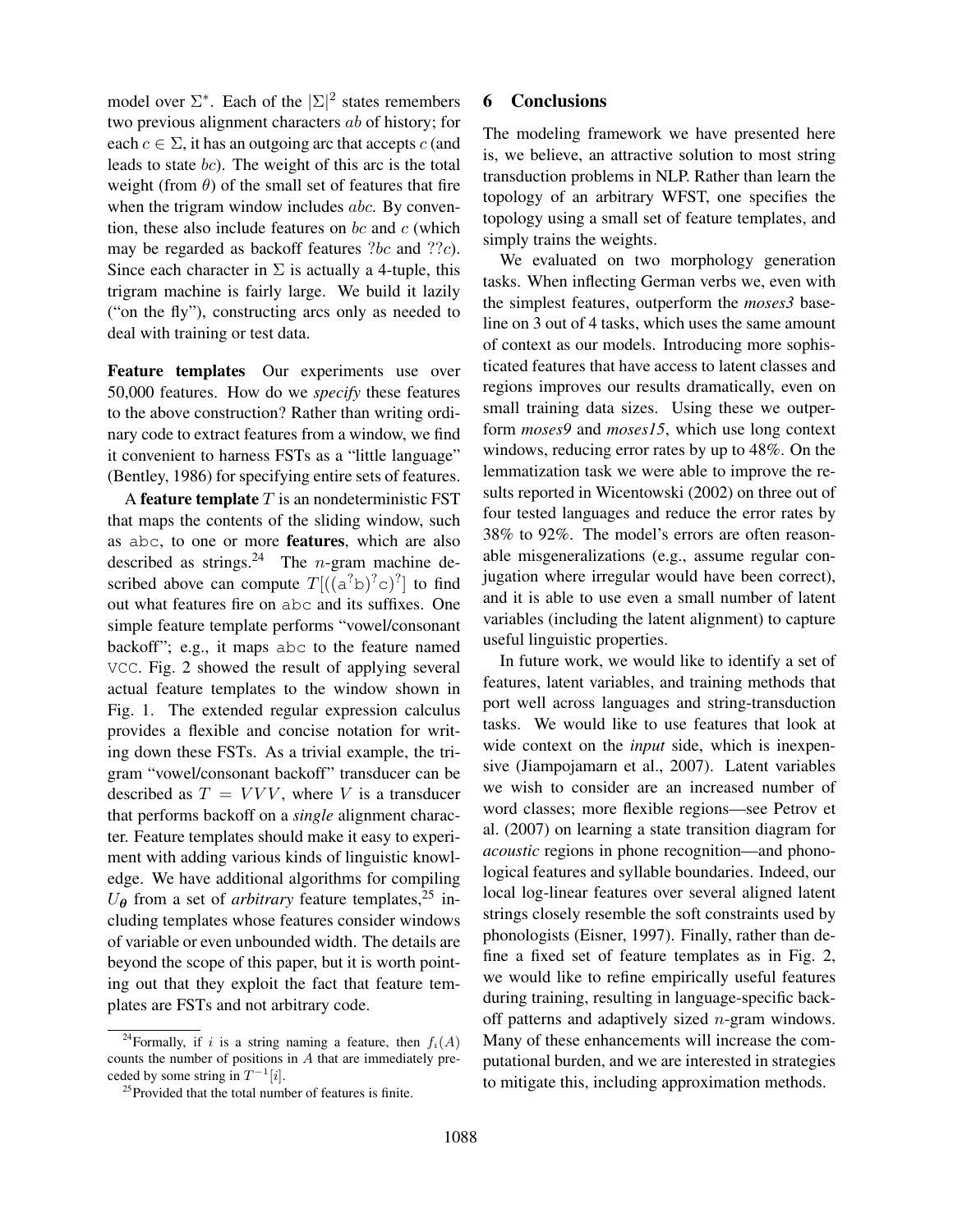model over $\Sigma^*$. Each of the $|\Sigma|^2$ states remembers two previous alignment characters $ab$ of history; for each $c \in \Sigma$, it has an outgoing arc that accepts $c$ (and leads to state $bc$). The weight of this arc is the total weight (from $\theta$) of the small set of features that fire when the trigram window includes $abc$. By convention, these also include features on $bc$ and $c$ (which may be regarded as backoff features $?bc$ and $??c$). Since each character in $\Sigma$ is actually a 4-tuple, this trigram machine is fairly large. We build it lazily ("on the fly"), constructing arcs only as needed to deal with training or test data.

**Feature templates** Our experiments use over 50,000 features. How do we *specify* these features to the above construction? Rather than writing ordinary code to extract features from a window, we find it convenient to harness FSTs as a "little language" (Bentley, 1986) for specifying entire sets of features.

A **feature template** $T$ is an nondeterministic FST that maps the contents of the sliding window, such as `abc`, to one or more **features**, which are also described as strings.[24] The $n$-gram machine described above can compute $T[((\mathtt{a}^?\mathtt{b})^?\mathtt{c})^?]$ to find out what features fire on `abc` and its suffixes. One simple feature template performs "vowel/consonant backoff"; e.g., it maps `abc` to the feature named `VCC`. Fig. 2 showed the result of applying several actual feature templates to the window shown in Fig. 1. The extended regular expression calculus provides a flexible and concise notation for writing down these FSTs. As a trivial example, the trigram "vowel/consonant backoff" transducer can be described as $T = VVV$, where $V$ is a transducer that performs backoff on a *single* alignment character. Feature templates should make it easy to experiment with adding various kinds of linguistic knowledge. We have additional algorithms for compiling $U_{\boldsymbol{\theta}}$ from a set of *arbitrary* feature templates,[25] including templates whose features consider windows of variable or even unbounded width. The details are beyond the scope of this paper, but it is worth pointing out that they exploit the fact that feature templates are FSTs and not arbitrary code.

[24] Formally, if $i$ is a string naming a feature, then $f_i(A)$ counts the number of positions in $A$ that are immediately preceded by some string in $T^{-1}[i]$.

[25] Provided that the total number of features is finite.

## 6 Conclusions

The modeling framework we have presented here is, we believe, an attractive solution to most string transduction problems in NLP. Rather than learn the topology of an arbitrary WFST, one specifies the topology using a small set of feature templates, and simply trains the weights.

We evaluated on two morphology generation tasks. When inflecting German verbs we, even with the simplest features, outperform the *moses3* baseline on 3 out of 4 tasks, which uses the same amount of context as our models. Introducing more sophisticated features that have access to latent classes and regions improves our results dramatically, even on small training data sizes. Using these we outperform *moses9* and *moses15*, which use long context windows, reducing error rates by up to 48%. On the lemmatization task we were able to improve the results reported in Wicentowski (2002) on three out of four tested languages and reduce the error rates by 38% to 92%. The model's errors are often reasonable misgeneralizations (e.g., assume regular conjugation where irregular would have been correct), and it is able to use even a small number of latent variables (including the latent alignment) to capture useful linguistic properties.

In future work, we would like to identify a set of features, latent variables, and training methods that port well across languages and string-transduction tasks. We would like to use features that look at wide context on the *input* side, which is inexpensive (Jiampojamarn et al., 2007). Latent variables we wish to consider are an increased number of word classes; more flexible regions—see Petrov et al. (2007) on learning a state transition diagram for *acoustic* regions in phone recognition—and phonological features and syllable boundaries. Indeed, our local log-linear features over several aligned latent strings closely resemble the soft constraints used by phonologists (Eisner, 1997). Finally, rather than define a fixed set of feature templates as in Fig. 2, we would like to refine empirically useful features during training, resulting in language-specific backoff patterns and adaptively sized $n$-gram windows. Many of these enhancements will increase the computational burden, and we are interested in strategies to mitigate this, including approximation methods.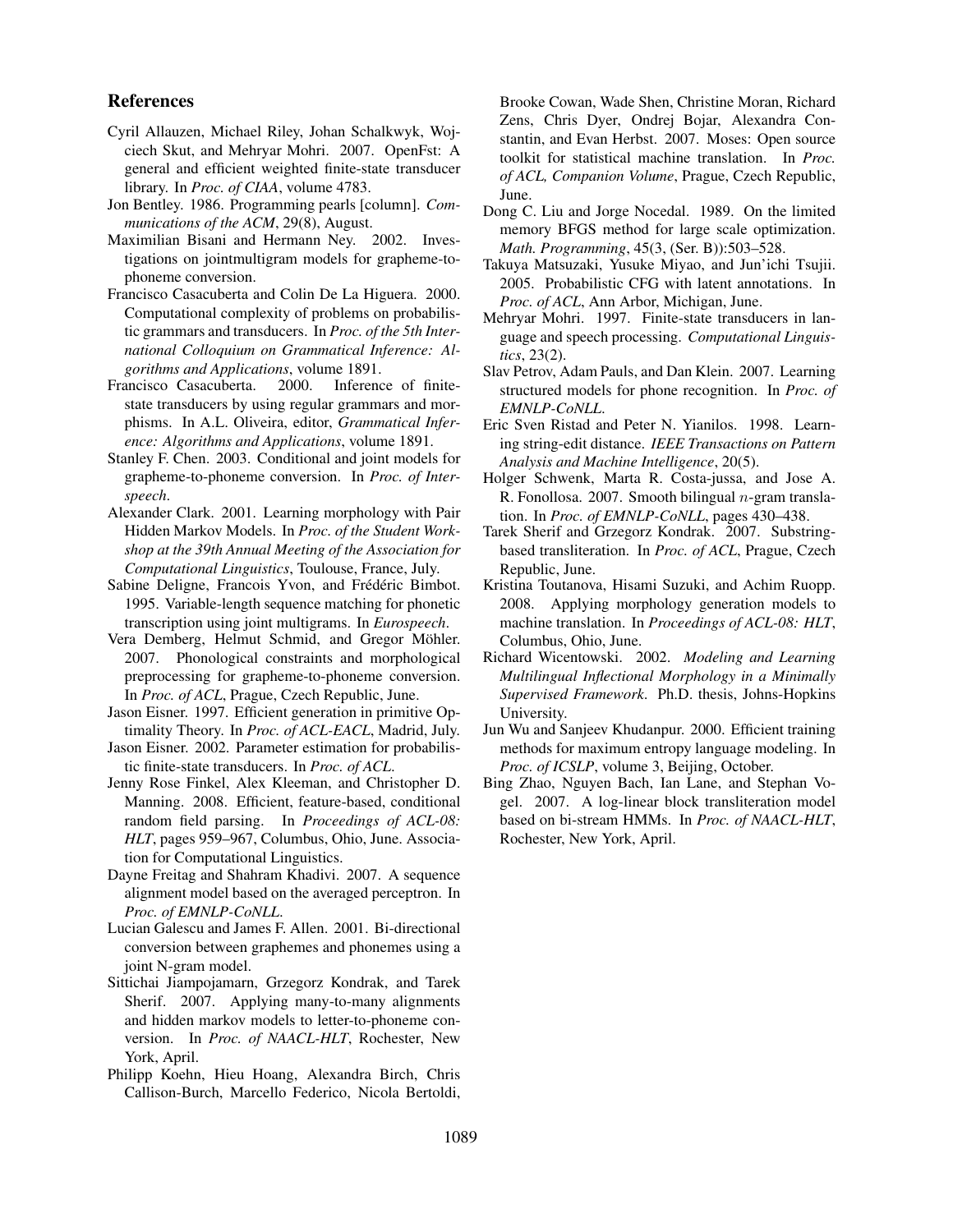## References

Cyril Allauzen, Michael Riley, Johan Schalkwyk, Wojciech Skut, and Mehryar Mohri. 2007. OpenFst: A general and efficient weighted finite-state transducer library. In *Proc. of CIAA*, volume 4783.

Jon Bentley. 1986. Programming pearls [column]. *Communications of the ACM*, 29(8), August.

Maximilian Bisani and Hermann Ney. 2002. Investigations on jointmultigram models for grapheme-to-phoneme conversion.

Francisco Casacuberta and Colin De La Higuera. 2000. Computational complexity of problems on probabilistic grammars and transducers. In *Proc. of the 5th International Colloquium on Grammatical Inference: Algorithms and Applications*, volume 1891.

Francisco Casacuberta. 2000. Inference of finite-state transducers by using regular grammars and morphisms. In A.L. Oliveira, editor, *Grammatical Inference: Algorithms and Applications*, volume 1891.

Stanley F. Chen. 2003. Conditional and joint models for grapheme-to-phoneme conversion. In *Proc. of Interspeech*.

Alexander Clark. 2001. Learning morphology with Pair Hidden Markov Models. In *Proc. of the Student Workshop at the 39th Annual Meeting of the Association for Computational Linguistics*, Toulouse, France, July.

Sabine Deligne, Francois Yvon, and Frédéric Bimbot. 1995. Variable-length sequence matching for phonetic transcription using joint multigrams. In *Eurospeech*.

Vera Demberg, Helmut Schmid, and Gregor Möhler. 2007. Phonological constraints and morphological preprocessing for grapheme-to-phoneme conversion. In *Proc. of ACL*, Prague, Czech Republic, June.

Jason Eisner. 1997. Efficient generation in primitive Optimality Theory. In *Proc. of ACL-EACL*, Madrid, July.

Jason Eisner. 2002. Parameter estimation for probabilistic finite-state transducers. In *Proc. of ACL*.

Jenny Rose Finkel, Alex Kleeman, and Christopher D. Manning. 2008. Efficient, feature-based, conditional random field parsing. In *Proceedings of ACL-08: HLT*, pages 959–967, Columbus, Ohio, June. Association for Computational Linguistics.

Dayne Freitag and Shahram Khadivi. 2007. A sequence alignment model based on the averaged perceptron. In *Proc. of EMNLP-CoNLL*.

Lucian Galescu and James F. Allen. 2001. Bi-directional conversion between graphemes and phonemes using a joint N-gram model.

Sittichai Jiampojamarn, Grzegorz Kondrak, and Tarek Sherif. 2007. Applying many-to-many alignments and hidden markov models to letter-to-phoneme conversion. In *Proc. of NAACL-HLT*, Rochester, New York, April.

Philipp Koehn, Hieu Hoang, Alexandra Birch, Chris Callison-Burch, Marcello Federico, Nicola Bertoldi, Brooke Cowan, Wade Shen, Christine Moran, Richard Zens, Chris Dyer, Ondrej Bojar, Alexandra Constantin, and Evan Herbst. 2007. Moses: Open source toolkit for statistical machine translation. In *Proc. of ACL, Companion Volume*, Prague, Czech Republic, June.

Dong C. Liu and Jorge Nocedal. 1989. On the limited memory BFGS method for large scale optimization. *Math. Programming*, 45(3, (Ser. B)):503–528.

Takuya Matsuzaki, Yusuke Miyao, and Jun'ichi Tsujii. 2005. Probabilistic CFG with latent annotations. In *Proc. of ACL*, Ann Arbor, Michigan, June.

Mehryar Mohri. 1997. Finite-state transducers in language and speech processing. *Computational Linguistics*, 23(2).

Slav Petrov, Adam Pauls, and Dan Klein. 2007. Learning structured models for phone recognition. In *Proc. of EMNLP-CoNLL*.

Eric Sven Ristad and Peter N. Yianilos. 1998. Learning string-edit distance. *IEEE Transactions on Pattern Analysis and Machine Intelligence*, 20(5).

Holger Schwenk, Marta R. Costa-jussa, and Jose A. R. Fonollosa. 2007. Smooth bilingual $n$-gram translation. In *Proc. of EMNLP-CoNLL*, pages 430–438.

Tarek Sherif and Grzegorz Kondrak. 2007. Substring-based transliteration. In *Proc. of ACL*, Prague, Czech Republic, June.

Kristina Toutanova, Hisami Suzuki, and Achim Ruopp. 2008. Applying morphology generation models to machine translation. In *Proceedings of ACL-08: HLT*, Columbus, Ohio, June.

Richard Wicentowski. 2002. *Modeling and Learning Multilingual Inflectional Morphology in a Minimally Supervised Framework*. Ph.D. thesis, Johns-Hopkins University.

Jun Wu and Sanjeev Khudanpur. 2000. Efficient training methods for maximum entropy language modeling. In *Proc. of ICSLP*, volume 3, Beijing, October.

Bing Zhao, Nguyen Bach, Ian Lane, and Stephan Vogel. 2007. A log-linear block transliteration model based on bi-stream HMMs. In *Proc. of NAACL-HLT*, Rochester, New York, April.